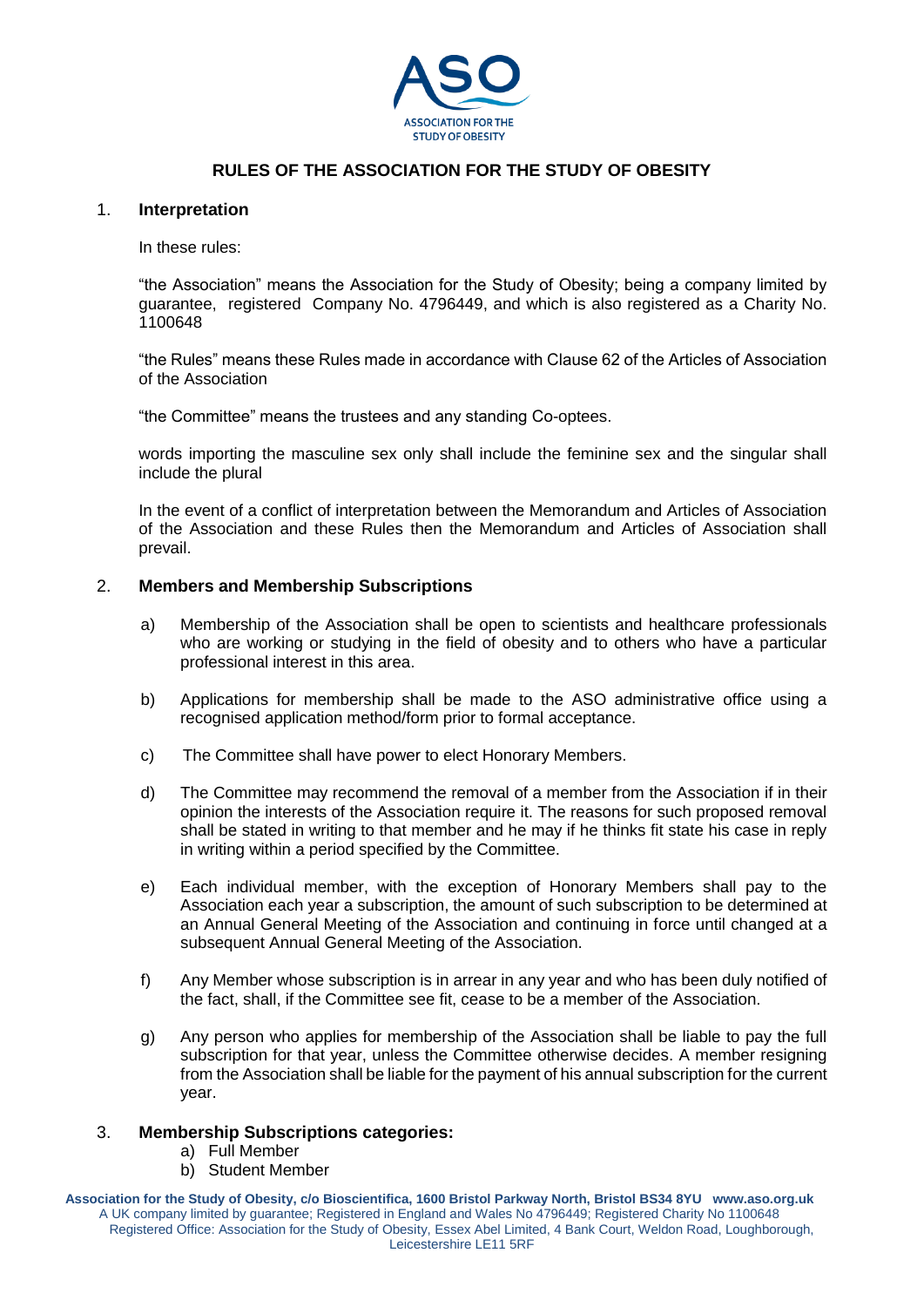# RULES OF THE ASSOCIATION FOR THE STUDY OF OBESITY

## 1. Interpretation

In these rules:

"the Association" means the Association for the Study of Obesity; being a company limited by guarantee, registered Company No. 4796449, and which is also registered as a Charity No. 1100648

"the Rules" means these Rules made in accordance with Clause 62 of the Articles of Association of the Association

"the Committee" means the trustees and any standing Co-optees.

words importing the masculine sex only shall include the feminine sex and the singular shall include the plural

In the event of a conflict of interpretation between the Memorandum and Articles of Association of the Association and these Rules then the Memorandum and Articles of Association shall prevail.

## 2. Members and Membership Subscriptions

a) Membership of the Association shall be open to scientists and healthcare professionals who are working or studying in the field of obesity and to others who have a particular professional interest in this area.

b) Applications for membership shall be made to the ASO administrative office using a recognised application method/form prior to formal acceptance.

c) The Committee shall have power to elect Honorary Members.

d) The Committee may recommend the removal of a member from the Association if in their opinion the interests of the Association require it. The reasons for such proposed removal shall be stated in writing to that member and he may if he thinks fit state his case in reply in writing within a period specified by the Committee.

e) Each individual member, with the exception of Honorary Members shall pay to the Association each year a subscription, the amount of such subscription to be determined at an Annual General Meeting of the Association and continuing in force until changed at a subsequent Annual General Meeting of the Association.

f) Any Member whose subscription is in arrear in any year and who has been duly notified of the fact, shall, if the Committee see fit, cease to be a member of the Association.

g) Any person who applies for membership of the Association shall be liable to pay the full subscription for that year, unless the Committee otherwise decides. A member resigning from the Association shall be liable for the payment of his annual subscription for the current year.

## 3. Membership Subscriptions categories:

a) Full Member
b) Student Member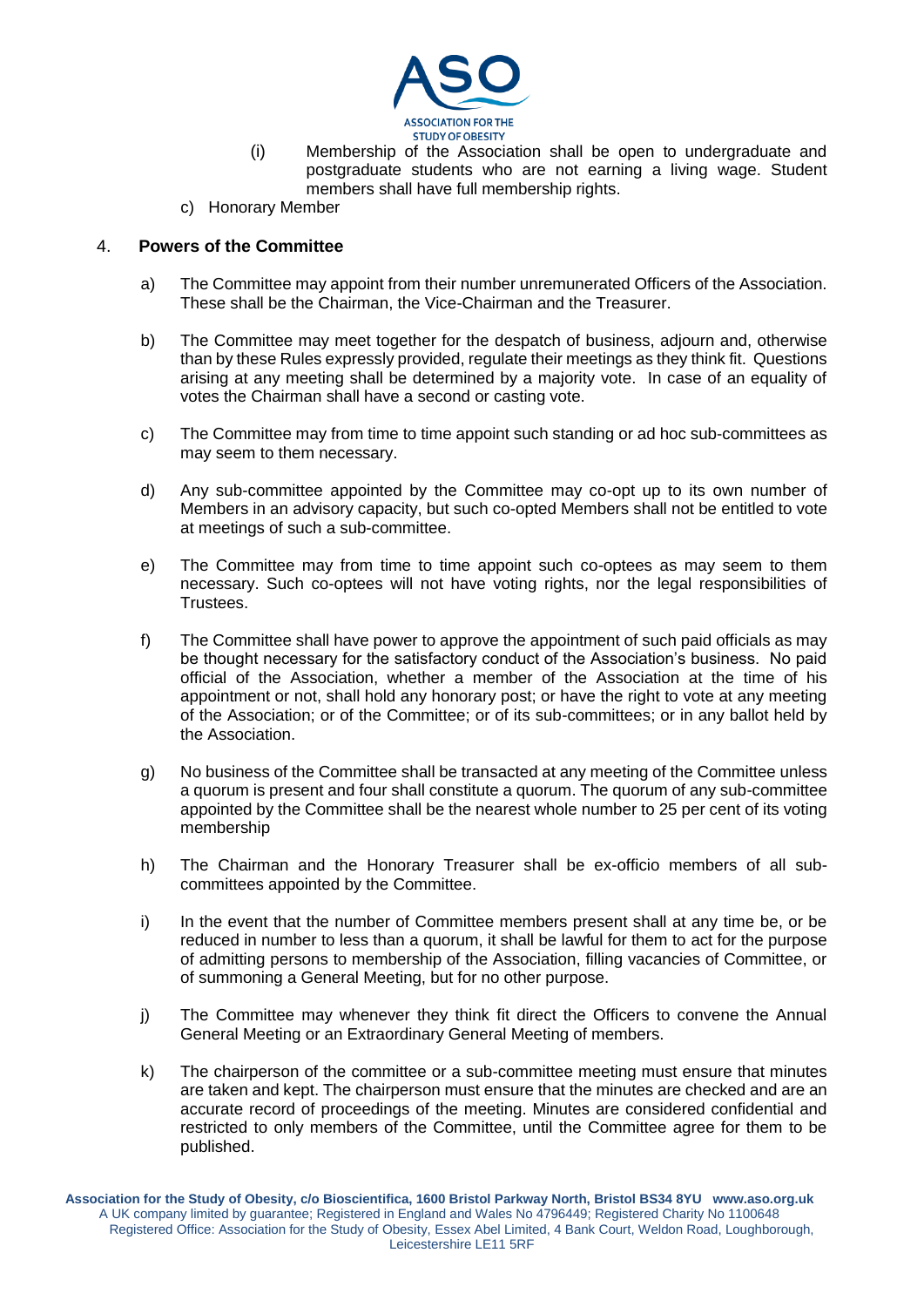(i) Membership of the Association shall be open to undergraduate and postgraduate students who are not earning a living wage. Student members shall have full membership rights.

c) Honorary Member

## 4. Powers of the Committee

a) The Committee may appoint from their number unremunerated Officers of the Association. These shall be the Chairman, the Vice-Chairman and the Treasurer.

b) The Committee may meet together for the despatch of business, adjourn and, otherwise than by these Rules expressly provided, regulate their meetings as they think fit. Questions arising at any meeting shall be determined by a majority vote. In case of an equality of votes the Chairman shall have a second or casting vote.

c) The Committee may from time to time appoint such standing or ad hoc sub-committees as may seem to them necessary.

d) Any sub-committee appointed by the Committee may co-opt up to its own number of Members in an advisory capacity, but such co-opted Members shall not be entitled to vote at meetings of such a sub-committee.

e) The Committee may from time to time appoint such co-optees as may seem to them necessary. Such co-optees will not have voting rights, nor the legal responsibilities of Trustees.

f) The Committee shall have power to approve the appointment of such paid officials as may be thought necessary for the satisfactory conduct of the Association's business. No paid official of the Association, whether a member of the Association at the time of his appointment or not, shall hold any honorary post; or have the right to vote at any meeting of the Association; or of the Committee; or of its sub-committees; or in any ballot held by the Association.

g) No business of the Committee shall be transacted at any meeting of the Committee unless a quorum is present and four shall constitute a quorum. The quorum of any sub-committee appointed by the Committee shall be the nearest whole number to 25 per cent of its voting membership

h) The Chairman and the Honorary Treasurer shall be ex-officio members of all sub-committees appointed by the Committee.

i) In the event that the number of Committee members present shall at any time be, or be reduced in number to less than a quorum, it shall be lawful for them to act for the purpose of admitting persons to membership of the Association, filling vacancies of Committee, or of summoning a General Meeting, but for no other purpose.

j) The Committee may whenever they think fit direct the Officers to convene the Annual General Meeting or an Extraordinary General Meeting of members.

k) The chairperson of the committee or a sub-committee meeting must ensure that minutes are taken and kept. The chairperson must ensure that the minutes are checked and are an accurate record of proceedings of the meeting. Minutes are considered confidential and restricted to only members of the Committee, until the Committee agree for them to be published.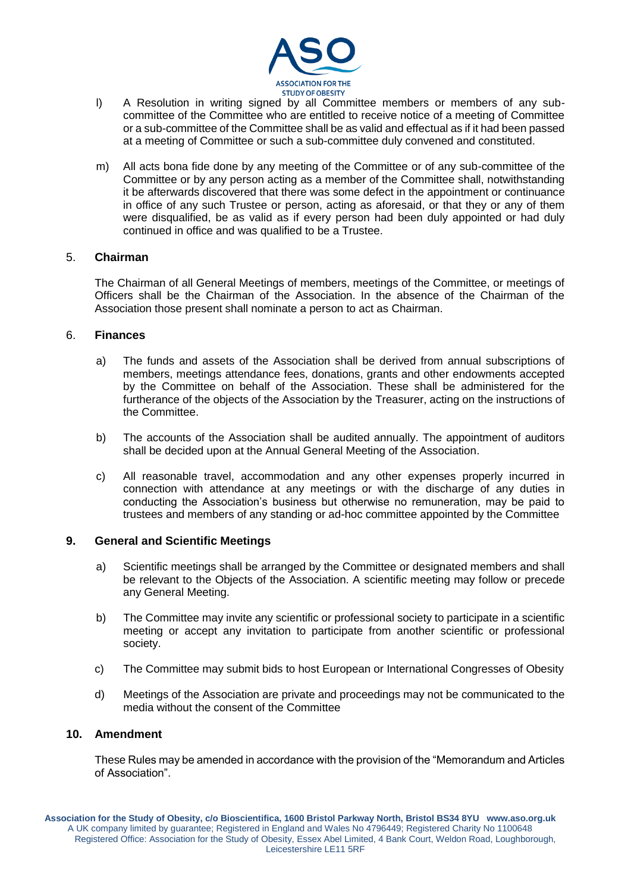l) A Resolution in writing signed by all Committee members or members of any sub-committee of the Committee who are entitled to receive notice of a meeting of Committee or a sub-committee of the Committee shall be as valid and effectual as if it had been passed at a meeting of Committee or such a sub-committee duly convened and constituted.

m) All acts bona fide done by any meeting of the Committee or of any sub-committee of the Committee or by any person acting as a member of the Committee shall, notwithstanding it be afterwards discovered that there was some defect in the appointment or continuance in office of any such Trustee or person, acting as aforesaid, or that they or any of them were disqualified, be as valid as if every person had been duly appointed or had duly continued in office and was qualified to be a Trustee.

## 5. Chairman

The Chairman of all General Meetings of members, meetings of the Committee, or meetings of Officers shall be the Chairman of the Association. In the absence of the Chairman of the Association those present shall nominate a person to act as Chairman.

## 6. Finances

a) The funds and assets of the Association shall be derived from annual subscriptions of members, meetings attendance fees, donations, grants and other endowments accepted by the Committee on behalf of the Association. These shall be administered for the furtherance of the objects of the Association by the Treasurer, acting on the instructions of the Committee.

b) The accounts of the Association shall be audited annually. The appointment of auditors shall be decided upon at the Annual General Meeting of the Association.

c) All reasonable travel, accommodation and any other expenses properly incurred in connection with attendance at any meetings or with the discharge of any duties in conducting the Association's business but otherwise no remuneration, may be paid to trustees and members of any standing or ad-hoc committee appointed by the Committee

## 9. General and Scientific Meetings

a) Scientific meetings shall be arranged by the Committee or designated members and shall be relevant to the Objects of the Association. A scientific meeting may follow or precede any General Meeting.

b) The Committee may invite any scientific or professional society to participate in a scientific meeting or accept any invitation to participate from another scientific or professional society.

c) The Committee may submit bids to host European or International Congresses of Obesity

d) Meetings of the Association are private and proceedings may not be communicated to the media without the consent of the Committee

## 10. Amendment

These Rules may be amended in accordance with the provision of the "Memorandum and Articles of Association".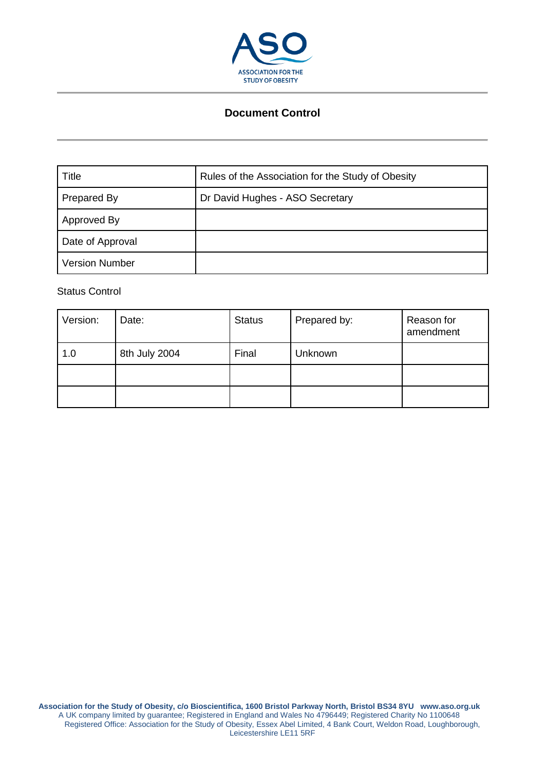# Document Control

| | |
|---|---|
| Title | Rules of the Association for the Study of Obesity |
| Prepared By | Dr David Hughes - ASO Secretary |
| Approved By | |
| Date of Approval | |
| Version Number | |

Status Control

| Version: | Date: | Status | Prepared by: | Reason for amendment |
|---|---|---|---|---|
| 1.0 | 8th July 2004 | Final | Unknown | |
| | | | | |
| | | | | |

**Association for the Study of Obesity, c/o Bioscientifica, 1600 Bristol Parkway North, Bristol BS34 8YU www.aso.org.uk**
A UK company limited by guarantee; Registered in England and Wales No 4796449; Registered Charity No 1100648
Registered Office: Association for the Study of Obesity, Essex Abel Limited, 4 Bank Court, Weldon Road, Loughborough, Leicestershire LE11 5RF